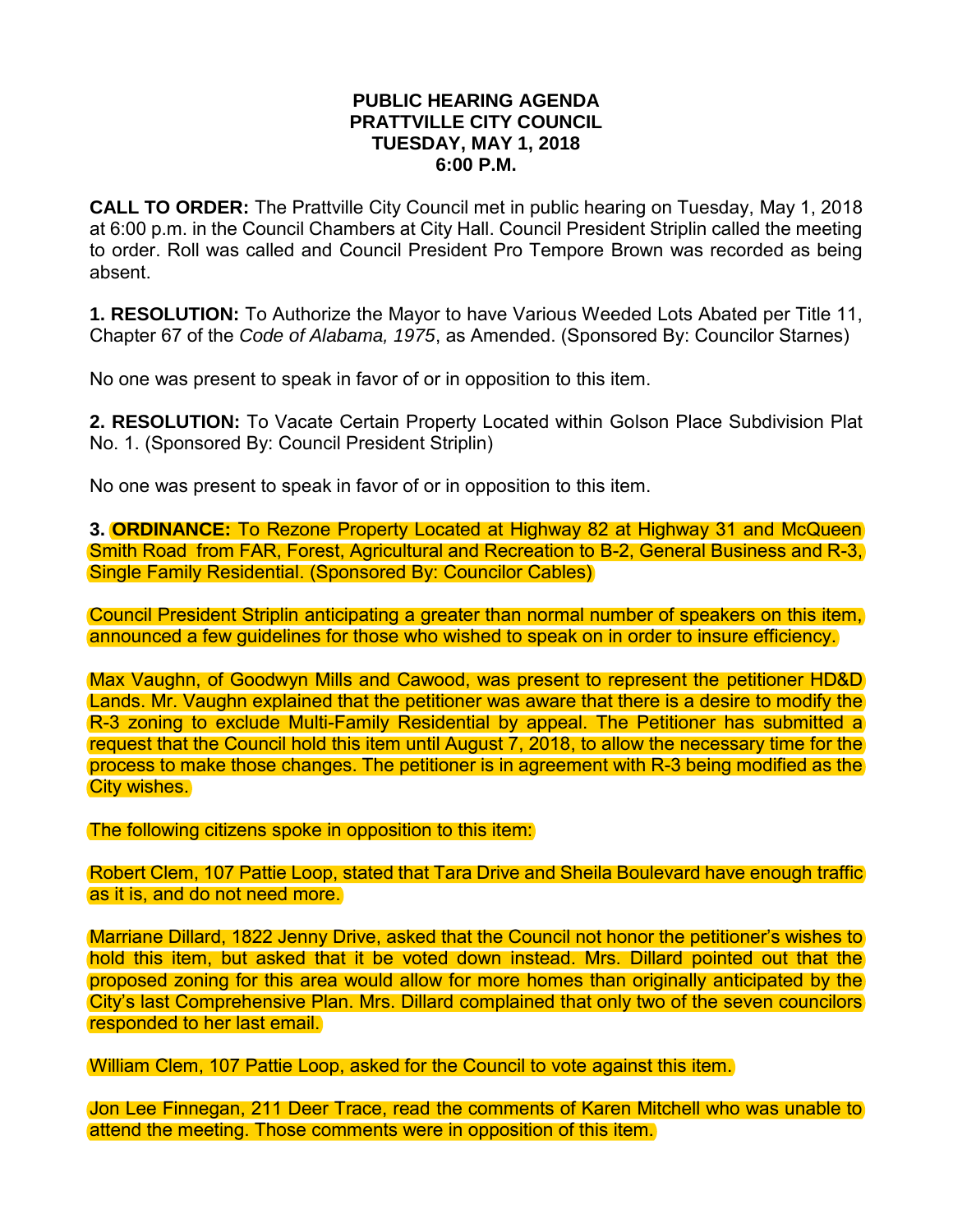**PUBLIC HEARING AGENDA**
**PRATTVILLE CITY COUNCIL**
**TUESDAY, MAY 1, 2018**
**6:00 P.M.**

**CALL TO ORDER:** The Prattville City Council met in public hearing on Tuesday, May 1, 2018 at 6:00 p.m. in the Council Chambers at City Hall. Council President Striplin called the meeting to order. Roll was called and Council President Pro Tempore Brown was recorded as being absent.

**1. RESOLUTION:** To Authorize the Mayor to have Various Weeded Lots Abated per Title 11, Chapter 67 of the *Code of Alabama, 1975*, as Amended. (Sponsored By: Councilor Starnes)

No one was present to speak in favor of or in opposition to this item.

**2. RESOLUTION:** To Vacate Certain Property Located within Golson Place Subdivision Plat No. 1. (Sponsored By: Council President Striplin)

No one was present to speak in favor of or in opposition to this item.

**3. ORDINANCE:** To Rezone Property Located at Highway 82 at Highway 31 and McQueen Smith Road from FAR, Forest, Agricultural and Recreation to B-2, General Business and R-3, Single Family Residential. (Sponsored By: Councilor Cables)

Council President Striplin anticipating a greater than normal number of speakers on this item, announced a few guidelines for those who wished to speak on in order to insure efficiency.

Max Vaughn, of Goodwyn Mills and Cawood, was present to represent the petitioner HD&D Lands. Mr. Vaughn explained that the petitioner was aware that there is a desire to modify the R-3 zoning to exclude Multi-Family Residential by appeal. The Petitioner has submitted a request that the Council hold this item until August 7, 2018, to allow the necessary time for the process to make those changes. The petitioner is in agreement with R-3 being modified as the City wishes.

The following citizens spoke in opposition to this item:

Robert Clem, 107 Pattie Loop, stated that Tara Drive and Sheila Boulevard have enough traffic as it is, and do not need more.

Marriane Dillard, 1822 Jenny Drive, asked that the Council not honor the petitioner's wishes to hold this item, but asked that it be voted down instead. Mrs. Dillard pointed out that the proposed zoning for this area would allow for more homes than originally anticipated by the City's last Comprehensive Plan. Mrs. Dillard complained that only two of the seven councilors responded to her last email.

William Clem, 107 Pattie Loop, asked for the Council to vote against this item.

Jon Lee Finnegan, 211 Deer Trace, read the comments of Karen Mitchell who was unable to attend the meeting. Those comments were in opposition of this item.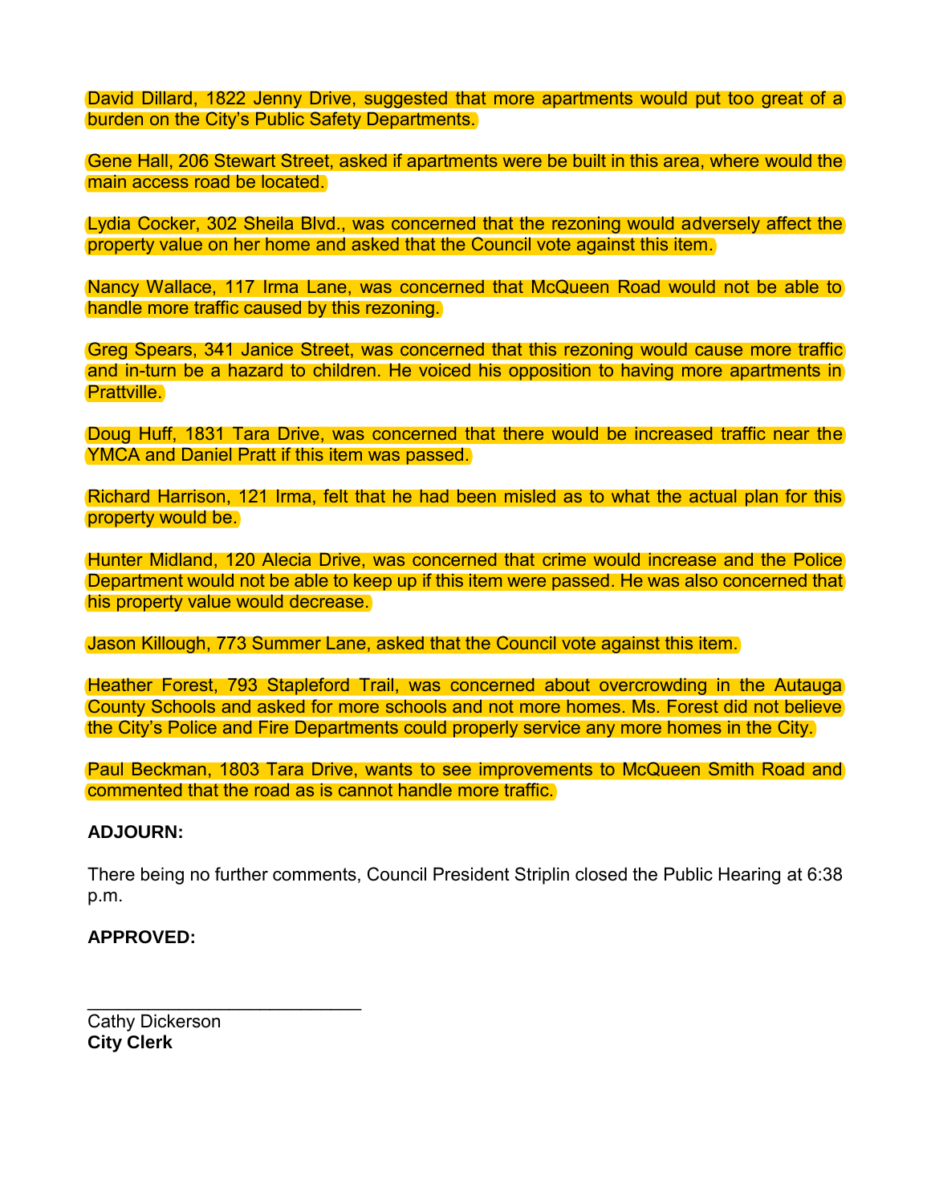David Dillard, 1822 Jenny Drive, suggested that more apartments would put too great of a burden on the City's Public Safety Departments.

Gene Hall, 206 Stewart Street, asked if apartments were be built in this area, where would the main access road be located.

Lydia Cocker, 302 Sheila Blvd., was concerned that the rezoning would adversely affect the property value on her home and asked that the Council vote against this item.

Nancy Wallace, 117 Irma Lane, was concerned that McQueen Road would not be able to handle more traffic caused by this rezoning.

Greg Spears, 341 Janice Street, was concerned that this rezoning would cause more traffic and in-turn be a hazard to children. He voiced his opposition to having more apartments in Prattville.

Doug Huff, 1831 Tara Drive, was concerned that there would be increased traffic near the YMCA and Daniel Pratt if this item was passed.

Richard Harrison, 121 Irma, felt that he had been misled as to what the actual plan for this property would be.

Hunter Midland, 120 Alecia Drive, was concerned that crime would increase and the Police Department would not be able to keep up if this item were passed. He was also concerned that his property value would decrease.

Jason Killough, 773 Summer Lane, asked that the Council vote against this item.

Heather Forest, 793 Stapleford Trail, was concerned about overcrowding in the Autauga County Schools and asked for more schools and not more homes. Ms. Forest did not believe the City's Police and Fire Departments could properly service any more homes in the City.

Paul Beckman, 1803 Tara Drive, wants to see improvements to McQueen Smith Road and commented that the road as is cannot handle more traffic.

**ADJOURN:**

There being no further comments, Council President Striplin closed the Public Hearing at 6:38 p.m.

**APPROVED:**

\_\_\_\_\_\_\_\_\_\_\_\_\_\_\_\_\_\_\_\_\_\_\_\_\_\_\_
Cathy Dickerson
**City Clerk**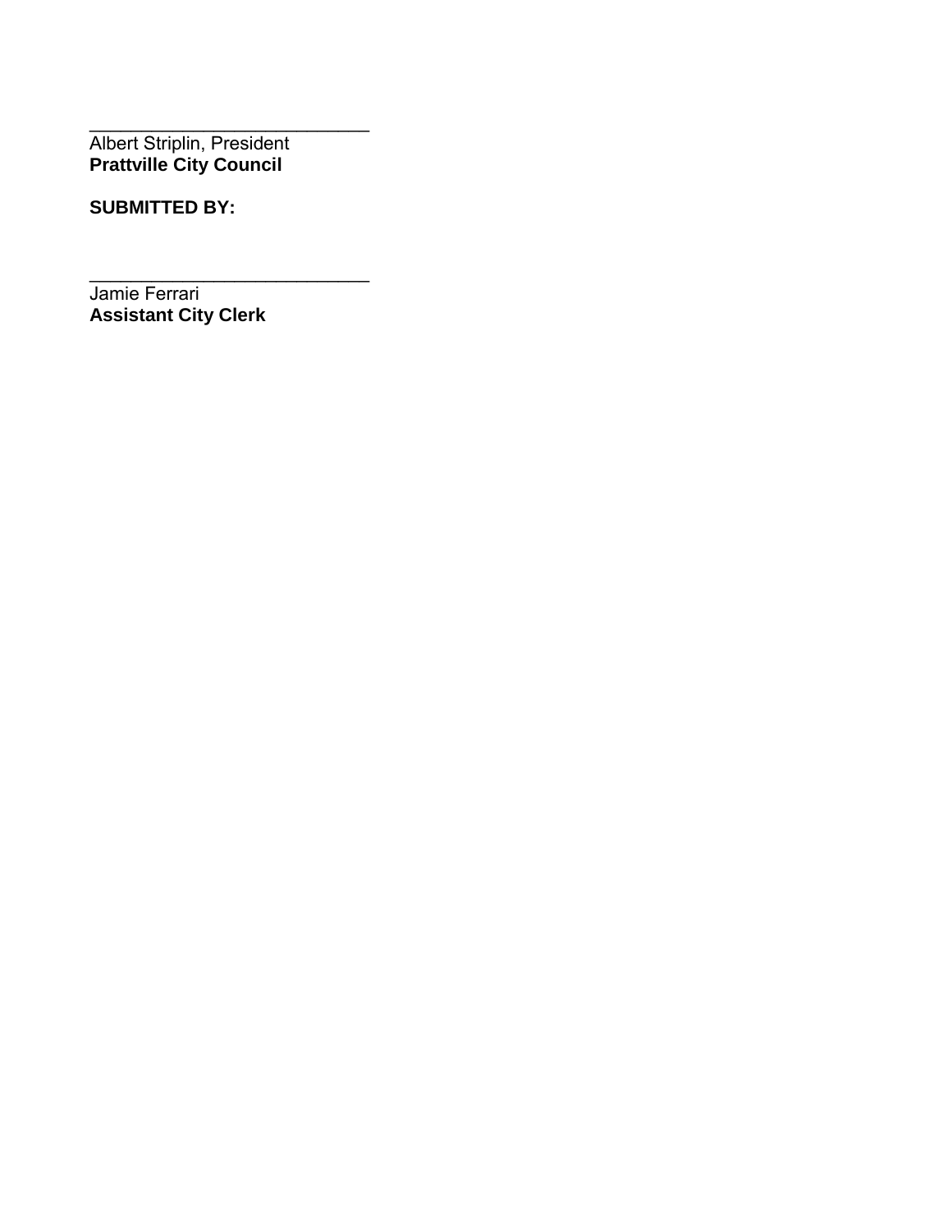\_\_\_\_\_\_\_\_\_\_\_\_\_\_\_\_\_\_\_\_\_\_\_\_\_\_\_\_

Albert Striplin, President
**Prattville City Council**

**SUBMITTED BY:**

\_\_\_\_\_\_\_\_\_\_\_\_\_\_\_\_\_\_\_\_\_\_\_\_\_\_\_\_

Jamie Ferrari
**Assistant City Clerk**